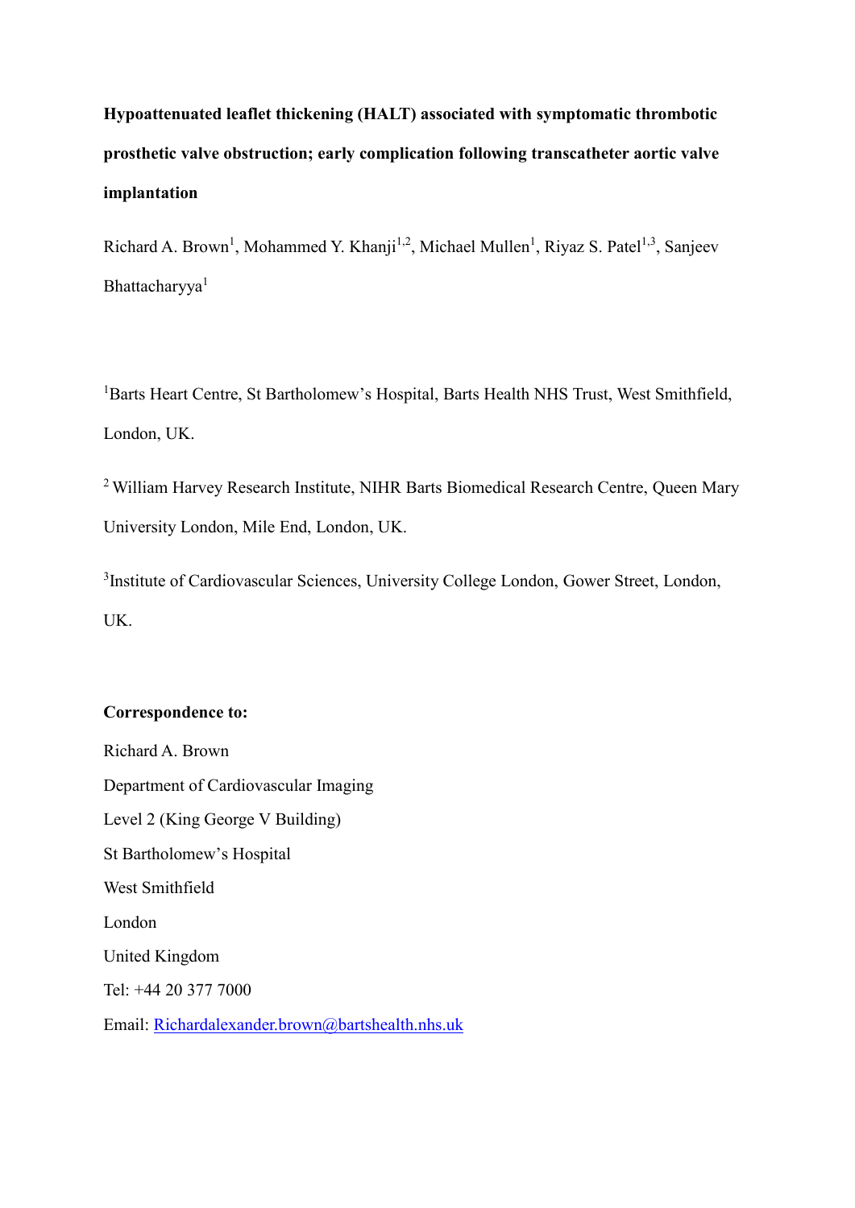# Hypoattenuated leaflet thickening (HALT) associated with symptomatic thrombotic prosthetic valve obstruction; early complication following transcatheter aortic valve implantation

Richard A. Brown[1], Mohammed Y. Khanji[1,2], Michael Mullen[1], Riyaz S. Patel[1,3], Sanjeev Bhattacharyya[1]

[1]Barts Heart Centre, St Bartholomew's Hospital, Barts Health NHS Trust, West Smithfield, London, UK.

[2] William Harvey Research Institute, NIHR Barts Biomedical Research Centre, Queen Mary University London, Mile End, London, UK.

[3]Institute of Cardiovascular Sciences, University College London, Gower Street, London, UK.

**Correspondence to:**

Richard A. Brown

Department of Cardiovascular Imaging

Level 2 (King George V Building)

St Bartholomew's Hospital

West Smithfield

London

United Kingdom

Tel: +44 20 377 7000

Email: Richardalexander.brown@bartshealth.nhs.uk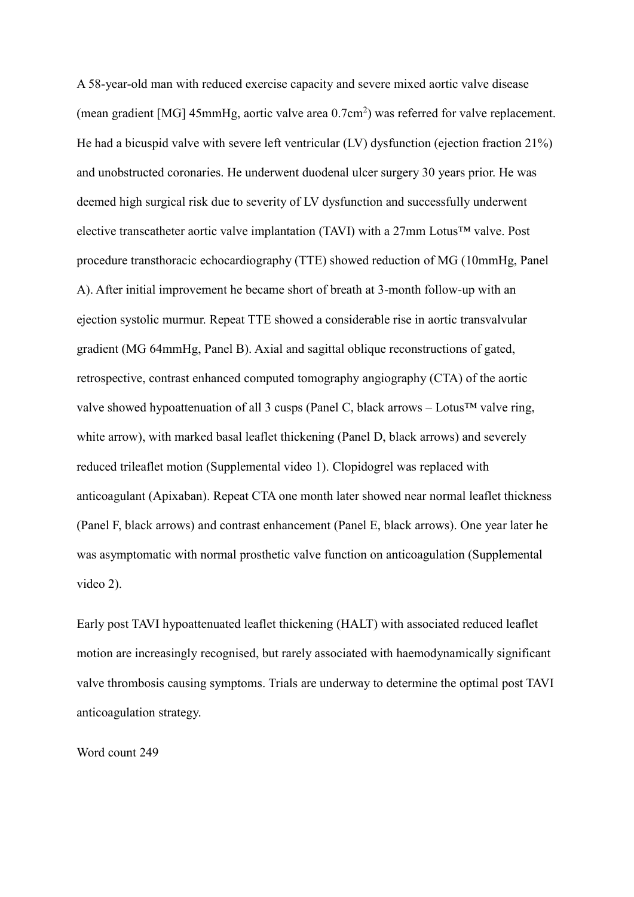A 58-year-old man with reduced exercise capacity and severe mixed aortic valve disease (mean gradient [MG] 45mmHg, aortic valve area 0.7cm$^2$) was referred for valve replacement. He had a bicuspid valve with severe left ventricular (LV) dysfunction (ejection fraction 21%) and unobstructed coronaries. He underwent duodenal ulcer surgery 30 years prior. He was deemed high surgical risk due to severity of LV dysfunction and successfully underwent elective transcatheter aortic valve implantation (TAVI) with a 27mm Lotus™ valve. Post procedure transthoracic echocardiography (TTE) showed reduction of MG (10mmHg, Panel A). After initial improvement he became short of breath at 3-month follow-up with an ejection systolic murmur. Repeat TTE showed a considerable rise in aortic transvalvular gradient (MG 64mmHg, Panel B). Axial and sagittal oblique reconstructions of gated, retrospective, contrast enhanced computed tomography angiography (CTA) of the aortic valve showed hypoattenuation of all 3 cusps (Panel C, black arrows – Lotus™ valve ring, white arrow), with marked basal leaflet thickening (Panel D, black arrows) and severely reduced trileaflet motion (Supplemental video 1). Clopidogrel was replaced with anticoagulant (Apixaban). Repeat CTA one month later showed near normal leaflet thickness (Panel F, black arrows) and contrast enhancement (Panel E, black arrows). One year later he was asymptomatic with normal prosthetic valve function on anticoagulation (Supplemental video 2).

Early post TAVI hypoattenuated leaflet thickening (HALT) with associated reduced leaflet motion are increasingly recognised, but rarely associated with haemodynamically significant valve thrombosis causing symptoms. Trials are underway to determine the optimal post TAVI anticoagulation strategy.

Word count 249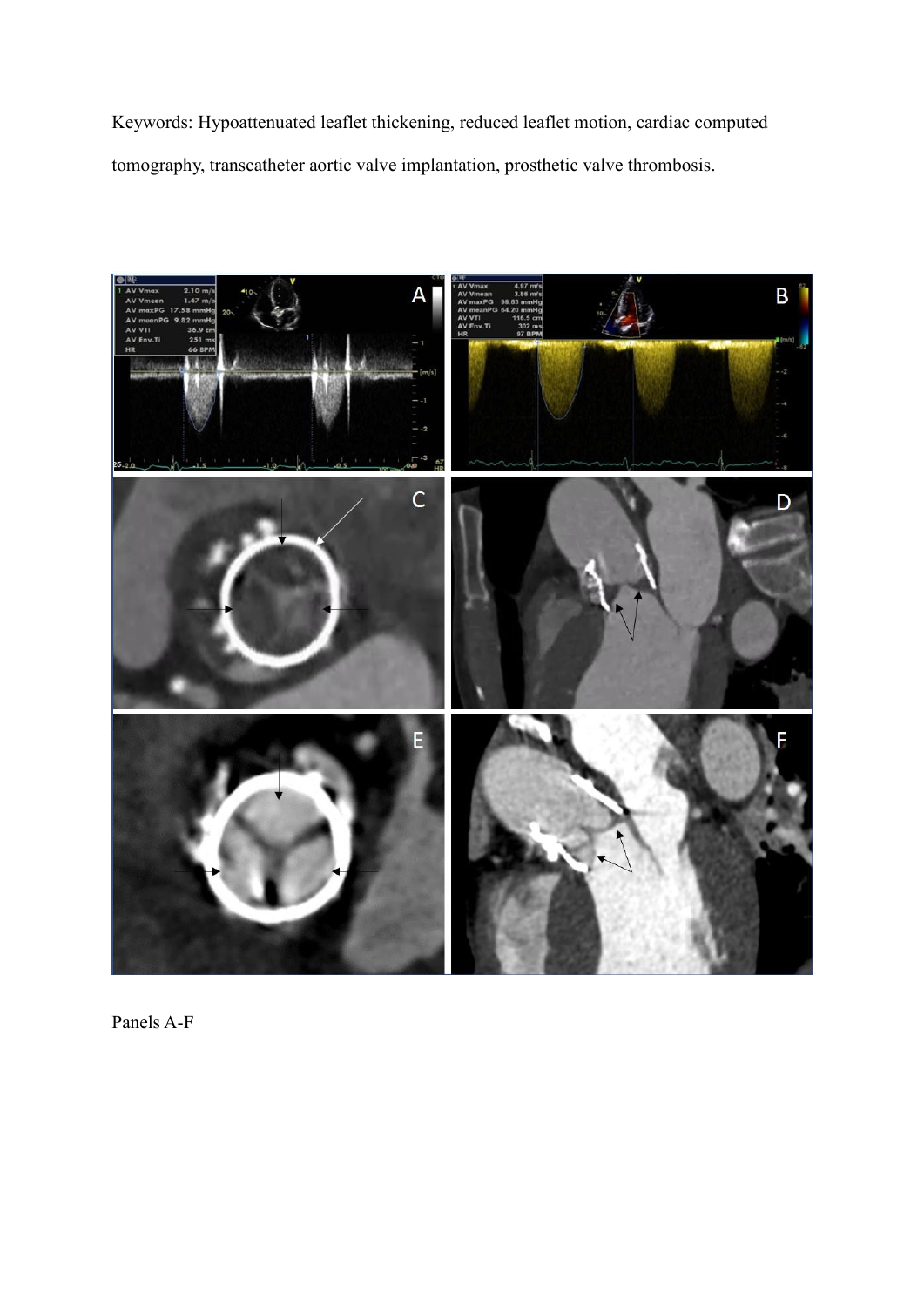Keywords: Hypoattenuated leaflet thickening, reduced leaflet motion, cardiac computed tomography, transcatheter aortic valve implantation, prosthetic valve thrombosis.

Panels A-F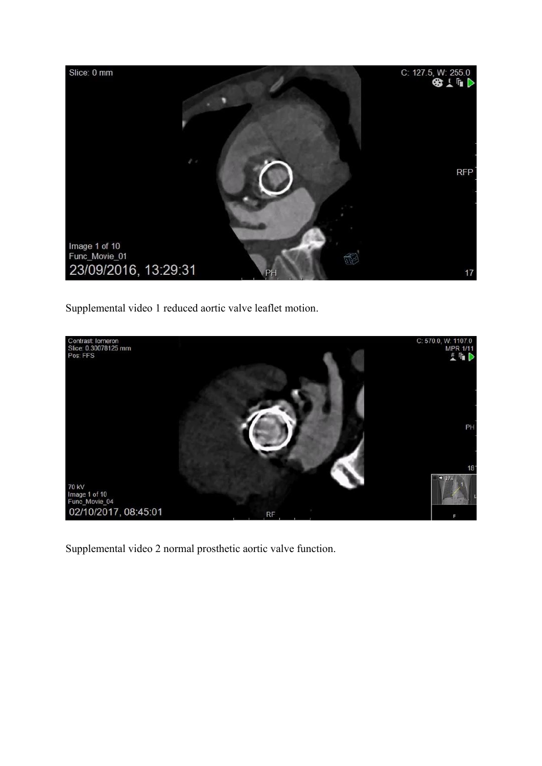Supplemental video 1 reduced aortic valve leaflet motion.

Supplemental video 2 normal prosthetic aortic valve function.